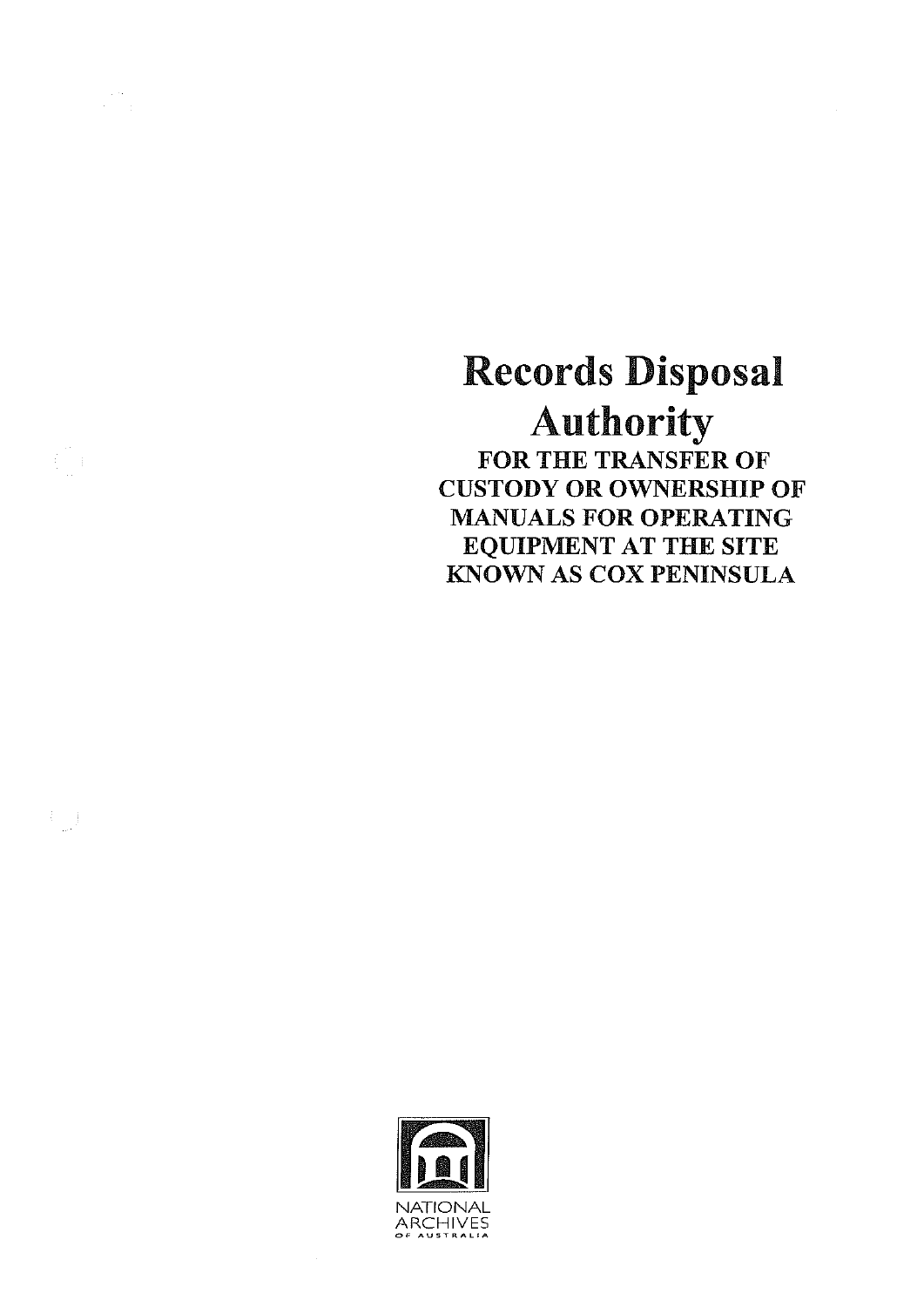# Records Disposal Authority

## FOR THE TRANSFER OF CUSTODY OR OWNERSHIP OF MANUALS FOR OPERATING EQUIPMENT AT THE SITE KNOWN AS COX PENINSULA

NATIONAL ARCHIVES OF AUSTRALIA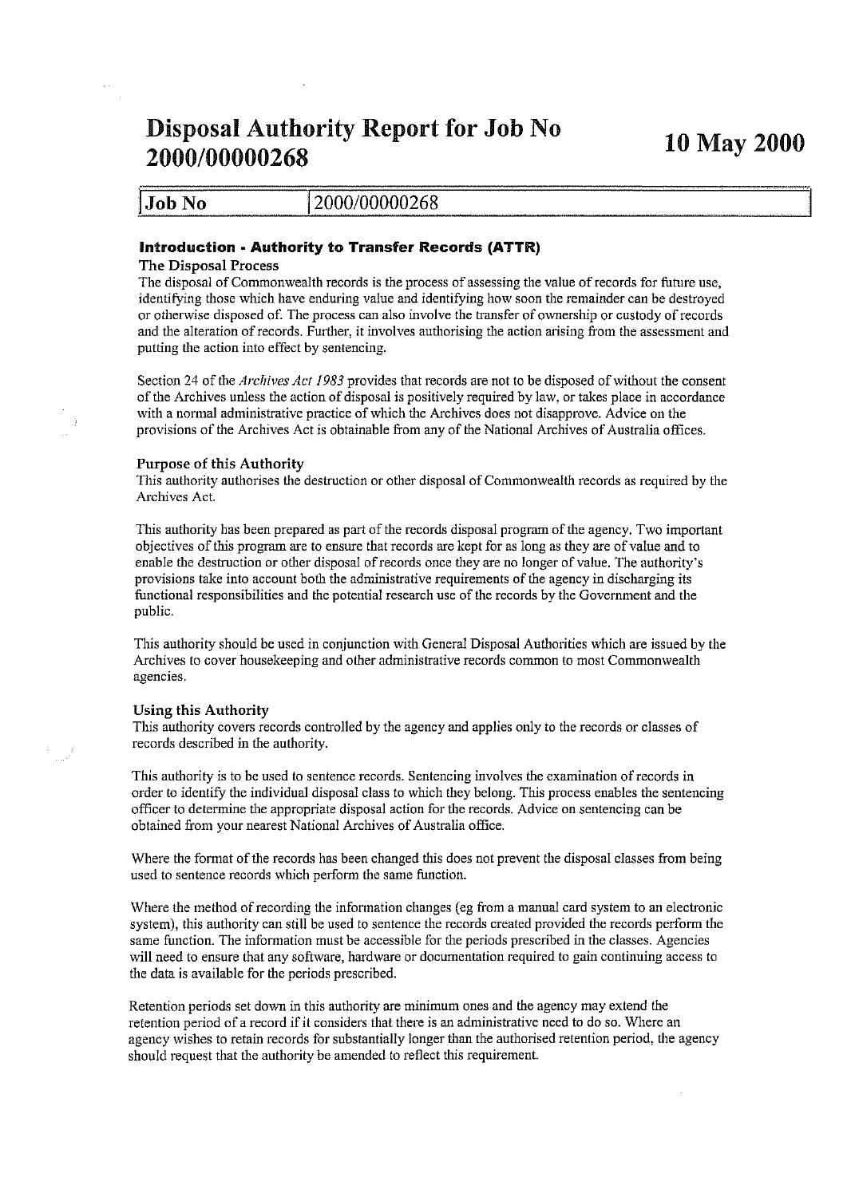# Disposal Authority Report for Job No 2000/00000268

**10 May 2000**

| Job No | 2000/00000268 |
|---|---|

### Introduction - Authority to Transfer Records (ATTR)

**The Disposal Process**

The disposal of Commonwealth records is the process of assessing the value of records for future use, identifying those which have enduring value and identifying how soon the remainder can be destroyed or otherwise disposed of. The process can also involve the transfer of ownership or custody of records and the alteration of records. Further, it involves authorising the action arising from the assessment and putting the action into effect by sentencing.

Section 24 of the *Archives Act 1983* provides that records are not to be disposed of without the consent of the Archives unless the action of disposal is positively required by law, or takes place in accordance with a normal administrative practice of which the Archives does not disapprove. Advice on the provisions of the Archives Act is obtainable from any of the National Archives of Australia offices.

**Purpose of this Authority**

This authority authorises the destruction or other disposal of Commonwealth records as required by the Archives Act.

This authority has been prepared as part of the records disposal program of the agency. Two important objectives of this program are to ensure that records are kept for as long as they are of value and to enable the destruction or other disposal of records once they are no longer of value. The authority's provisions take into account both the administrative requirements of the agency in discharging its functional responsibilities and the potential research use of the records by the Government and the public.

This authority should be used in conjunction with General Disposal Authorities which are issued by the Archives to cover housekeeping and other administrative records common to most Commonwealth agencies.

**Using this Authority**

This authority covers records controlled by the agency and applies only to the records or classes of records described in the authority.

This authority is to be used to sentence records. Sentencing involves the examination of records in order to identify the individual disposal class to which they belong. This process enables the sentencing officer to determine the appropriate disposal action for the records. Advice on sentencing can be obtained from your nearest National Archives of Australia office.

Where the format of the records has been changed this does not prevent the disposal classes from being used to sentence records which perform the same function.

Where the method of recording the information changes (eg from a manual card system to an electronic system), this authority can still be used to sentence the records created provided the records perform the same function. The information must be accessible for the periods prescribed in the classes. Agencies will need to ensure that any software, hardware or documentation required to gain continuing access to the data is available for the periods prescribed.

Retention periods set down in this authority are minimum ones and the agency may extend the retention period of a record if it considers that there is an administrative need to do so. Where an agency wishes to retain records for substantially longer than the authorised retention period, the agency should request that the authority be amended to reflect this requirement.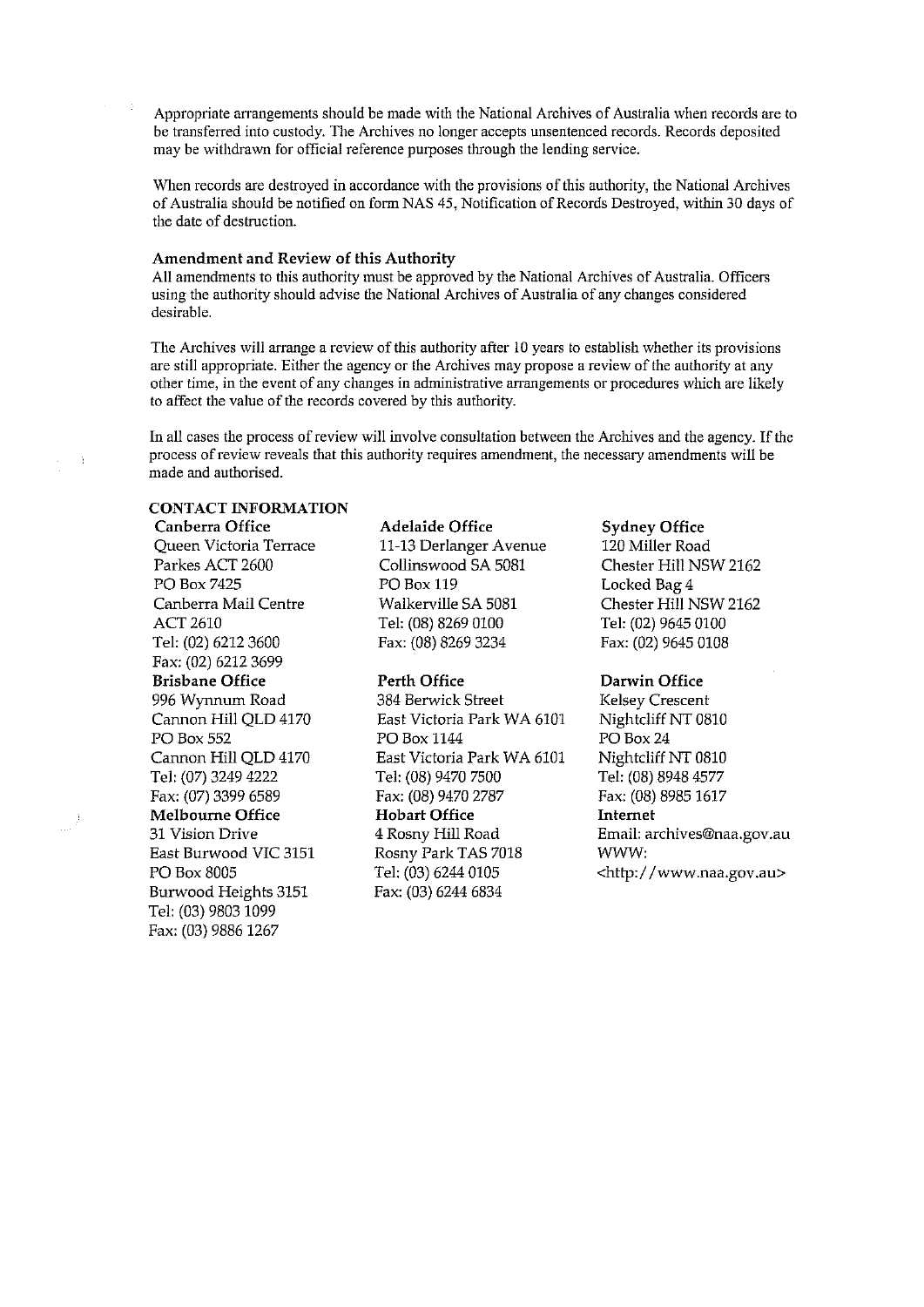Appropriate arrangements should be made with the National Archives of Australia when records are to be transferred into custody. The Archives no longer accepts unsentenced records. Records deposited may be withdrawn for official reference purposes through the lending service.

When records are destroyed in accordance with the provisions of this authority, the National Archives of Australia should be notified on form NAS 45, Notification of Records Destroyed, within 30 days of the date of destruction.

### Amendment and Review of this Authority

All amendments to this authority must be approved by the National Archives of Australia. Officers using the authority should advise the National Archives of Australia of any changes considered desirable.

The Archives will arrange a review of this authority after 10 years to establish whether its provisions are still appropriate. Either the agency or the Archives may propose a review of the authority at any other time, in the event of any changes in administrative arrangements or procedures which are likely to affect the value of the records covered by this authority.

In all cases the process of review will involve consultation between the Archives and the agency. If the process of review reveals that this authority requires amendment, the necessary amendments will be made and authorised.

### CONTACT INFORMATION

**Canberra Office**
Queen Victoria Terrace
Parkes ACT 2600
PO Box 7425
Canberra Mail Centre
ACT 2610
Tel: (02) 6212 3600
Fax: (02) 6212 3699

**Brisbane Office**
996 Wynnum Road
Cannon Hill QLD 4170
PO Box 552
Cannon Hill QLD 4170
Tel: (07) 3249 4222
Fax: (07) 3399 6589

**Melbourne Office**
31 Vision Drive
East Burwood VIC 3151
PO Box 8005
Burwood Heights 3151
Tel: (03) 9803 1099
Fax: (03) 9886 1267

**Adelaide Office**
11-13 Derlanger Avenue
Collinswood SA 5081
PO Box 119
Walkerville SA 5081
Tel: (08) 8269 0100
Fax: (08) 8269 3234

**Perth Office**
384 Berwick Street
East Victoria Park WA 6101
PO Box 1144
East Victoria Park WA 6101
Tel: (08) 9470 7500
Fax: (08) 9470 2787

**Hobart Office**
4 Rosny Hill Road
Rosny Park TAS 7018
Tel: (03) 6244 0105
Fax: (03) 6244 6834

**Sydney Office**
120 Miller Road
Chester Hill NSW 2162
Locked Bag 4
Chester Hill NSW 2162
Tel: (02) 9645 0100
Fax: (02) 9645 0108

**Darwin Office**
Kelsey Crescent
Nightcliff NT 0810
PO Box 24
Nightcliff NT 0810
Tel: (08) 8948 4577
Fax: (08) 8985 1617

**Internet**
Email: archives@naa.gov.au
WWW:
<http://www.naa.gov.au>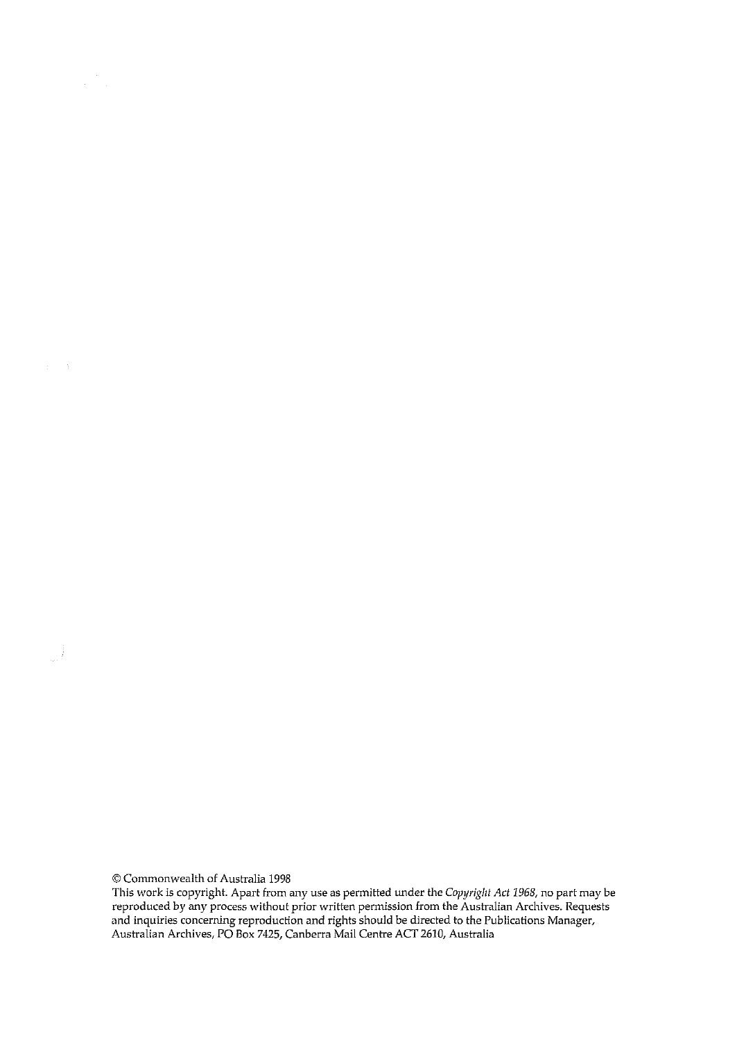© Commonwealth of Australia 1998

This work is copyright. Apart from any use as permitted under the *Copyright Act 1968*, no part may be reproduced by any process without prior written permission from the Australian Archives. Requests and inquiries concerning reproduction and rights should be directed to the Publications Manager, Australian Archives, PO Box 7425, Canberra Mail Centre ACT 2610, Australia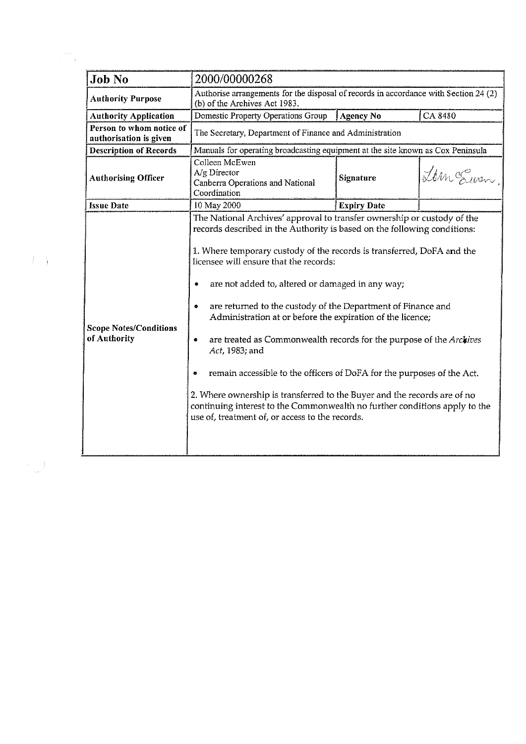| Job No | 2000/00000268 | | |
|---|---|---|---|
| Authority Purpose | Authorise arrangements for the disposal of records in accordance with Section 24 (2) (b) of the Archives Act 1983. | | |
| Authority Application | Domestic Property Operations Group | Agency No | CA 8480 |
| Person to whom notice of authorisation is given | The Secretary, Department of Finance and Administration | | |
| Description of Records | Manuals for operating broadcasting equipment at the site known as Cox Peninsula | | |
| Authorising Officer | Colleen McEwen<br>A/g Director<br>Canberra Operations and National Coordination | Signature | C McEwen |
| Issue Date | 10 May 2000 | Expiry Date | |
| Scope Notes/Conditions of Authority | The National Archives' approval to transfer ownership or custody of the records described in the Authority is based on the following conditions:<br><br>1. Where temporary custody of the records is transferred, DoFA and the licensee will ensure that the records:<br>• are not added to, altered or damaged in any way;<br>• are returned to the custody of the Department of Finance and Administration at or before the expiration of the licence;<br>• are treated as Commonwealth records for the purpose of the *Archives Act*, 1983; and<br>• remain accessible to the officers of DoFA for the purposes of the Act.<br><br>2. Where ownership is transferred to the Buyer and the records are of no continuing interest to the Commonwealth no further conditions apply to the use of, treatment of, or access to the records. | | |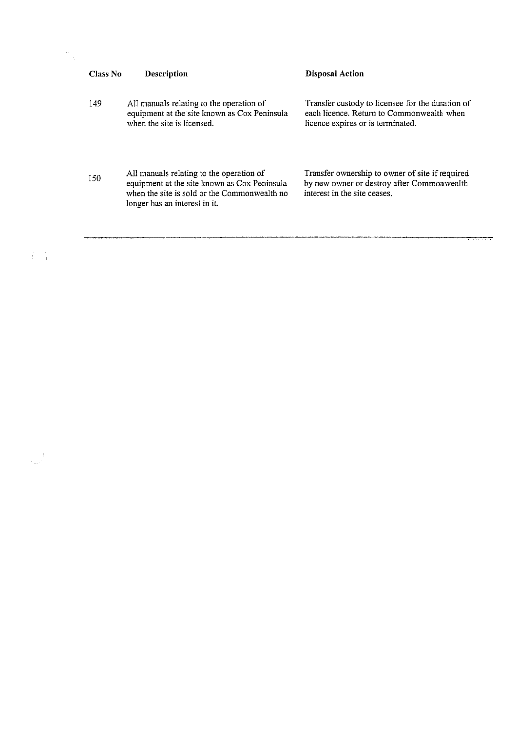| Class No | Description | Disposal Action |
| --- | --- | --- |
| 149 | All manuals relating to the operation of equipment at the site known as Cox Peninsula when the site is licensed. | Transfer custody to licensee for the duration of each licence. Return to Commonwealth when licence expires or is terminated. |
| 150 | All manuals relating to the operation of equipment at the site known as Cox Peninsula when the site is sold or the Commonwealth no longer has an interest in it. | Transfer ownership to owner of site if required by new owner or destroy after Commoawealth interest in the site ceases. |